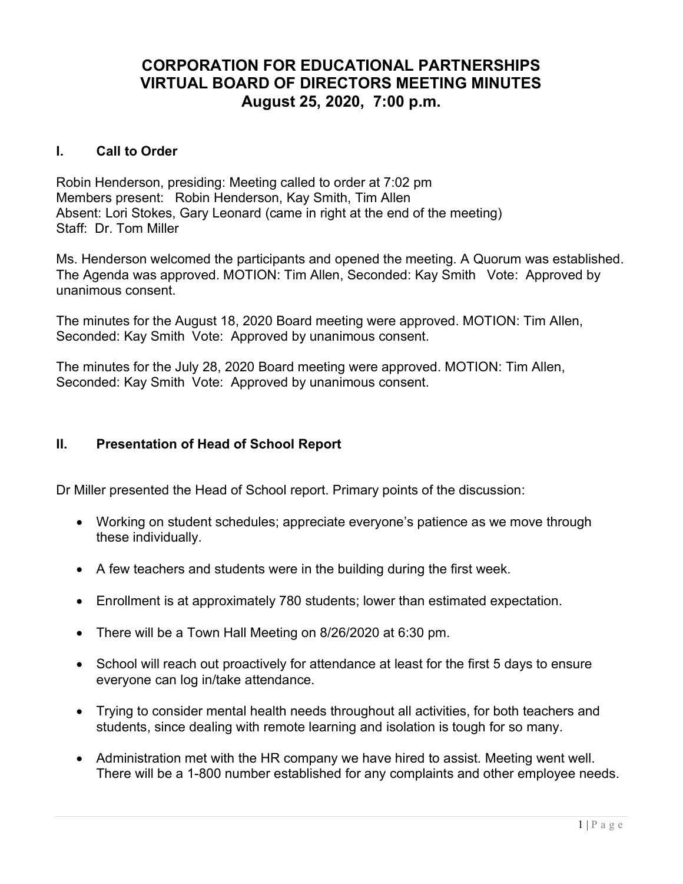# CORPORATION FOR EDUCATIONAL PARTNERSHIPS
# VIRTUAL BOARD OF DIRECTORS MEETING MINUTES
# August 25, 2020, 7:00 p.m.

## I. Call to Order

Robin Henderson, presiding: Meeting called to order at 7:02 pm
Members present: Robin Henderson, Kay Smith, Tim Allen
Absent: Lori Stokes, Gary Leonard (came in right at the end of the meeting)
Staff: Dr. Tom Miller

Ms. Henderson welcomed the participants and opened the meeting. A Quorum was established. The Agenda was approved. MOTION: Tim Allen, Seconded: Kay Smith Vote: Approved by unanimous consent.

The minutes for the August 18, 2020 Board meeting were approved. MOTION: Tim Allen, Seconded: Kay Smith Vote: Approved by unanimous consent.

The minutes for the July 28, 2020 Board meeting were approved. MOTION: Tim Allen, Seconded: Kay Smith Vote: Approved by unanimous consent.

## II. Presentation of Head of School Report

Dr Miller presented the Head of School report. Primary points of the discussion:

- Working on student schedules; appreciate everyone's patience as we move through these individually.
- A few teachers and students were in the building during the first week.
- Enrollment is at approximately 780 students; lower than estimated expectation.
- There will be a Town Hall Meeting on 8/26/2020 at 6:30 pm.
- School will reach out proactively for attendance at least for the first 5 days to ensure everyone can log in/take attendance.
- Trying to consider mental health needs throughout all activities, for both teachers and students, since dealing with remote learning and isolation is tough for so many.
- Administration met with the HR company we have hired to assist. Meeting went well. There will be a 1-800 number established for any complaints and other employee needs.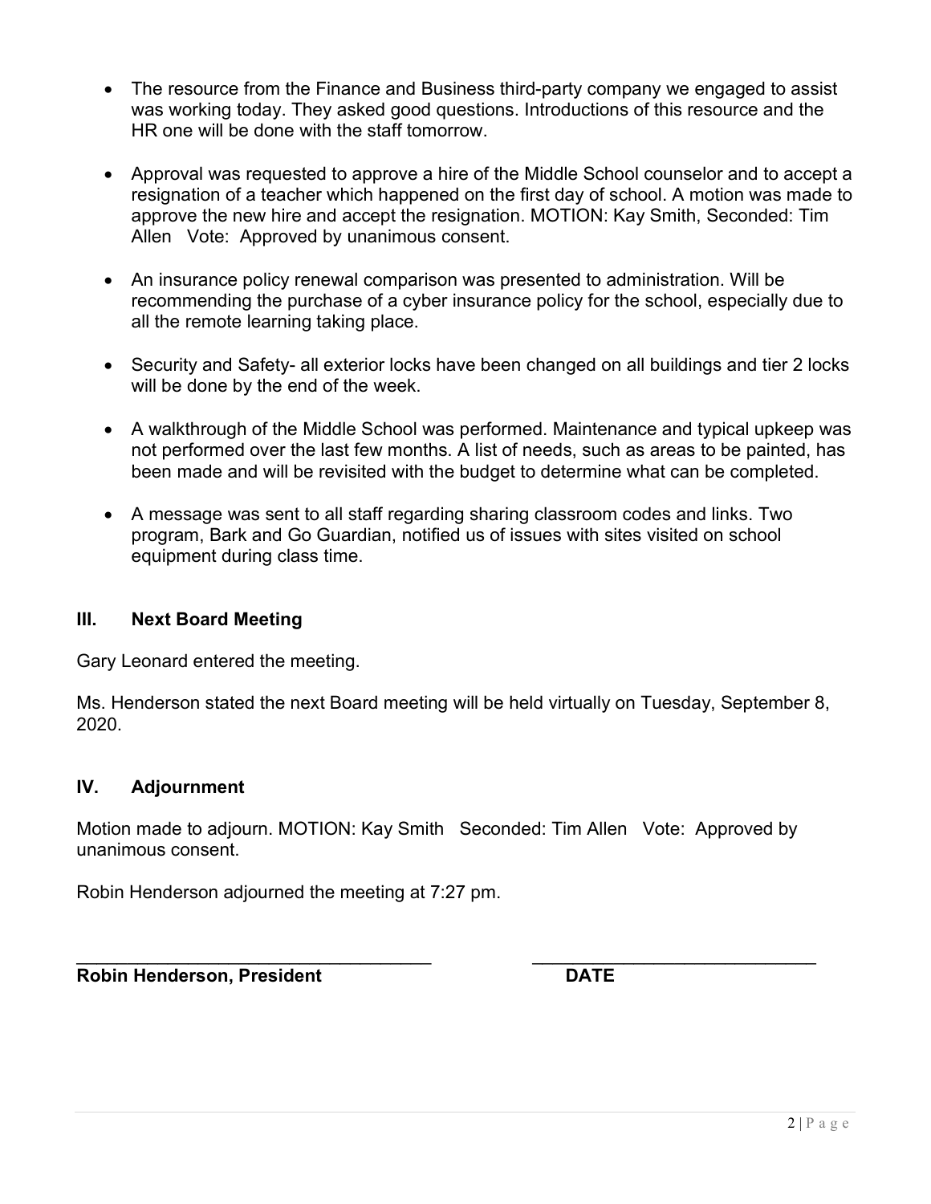- The resource from the Finance and Business third-party company we engaged to assist was working today. They asked good questions. Introductions of this resource and the HR one will be done with the staff tomorrow.

- Approval was requested to approve a hire of the Middle School counselor and to accept a resignation of a teacher which happened on the first day of school. A motion was made to approve the new hire and accept the resignation. MOTION: Kay Smith, Seconded: Tim Allen Vote: Approved by unanimous consent.

- An insurance policy renewal comparison was presented to administration. Will be recommending the purchase of a cyber insurance policy for the school, especially due to all the remote learning taking place.

- Security and Safety- all exterior locks have been changed on all buildings and tier 2 locks will be done by the end of the week.

- A walkthrough of the Middle School was performed. Maintenance and typical upkeep was not performed over the last few months. A list of needs, such as areas to be painted, has been made and will be revisited with the budget to determine what can be completed.

- A message was sent to all staff regarding sharing classroom codes and links. Two program, Bark and Go Guardian, notified us of issues with sites visited on school equipment during class time.

## III. Next Board Meeting

Gary Leonard entered the meeting.

Ms. Henderson stated the next Board meeting will be held virtually on Tuesday, September 8, 2020.

## IV. Adjournment

Motion made to adjourn. MOTION: Kay Smith Seconded: Tim Allen Vote: Approved by unanimous consent.

Robin Henderson adjourned the meeting at 7:27 pm.

\_\_\_\_\_\_\_\_\_\_\_\_\_\_\_\_\_\_\_\_\_\_\_\_\_\_\_\_\_\_\_\_\_\_\_\_ \_\_\_\_\_\_\_\_\_\_\_\_\_\_\_\_\_\_\_\_\_\_\_\_\_\_\_\_\_\_

**Robin Henderson, President** **DATE**